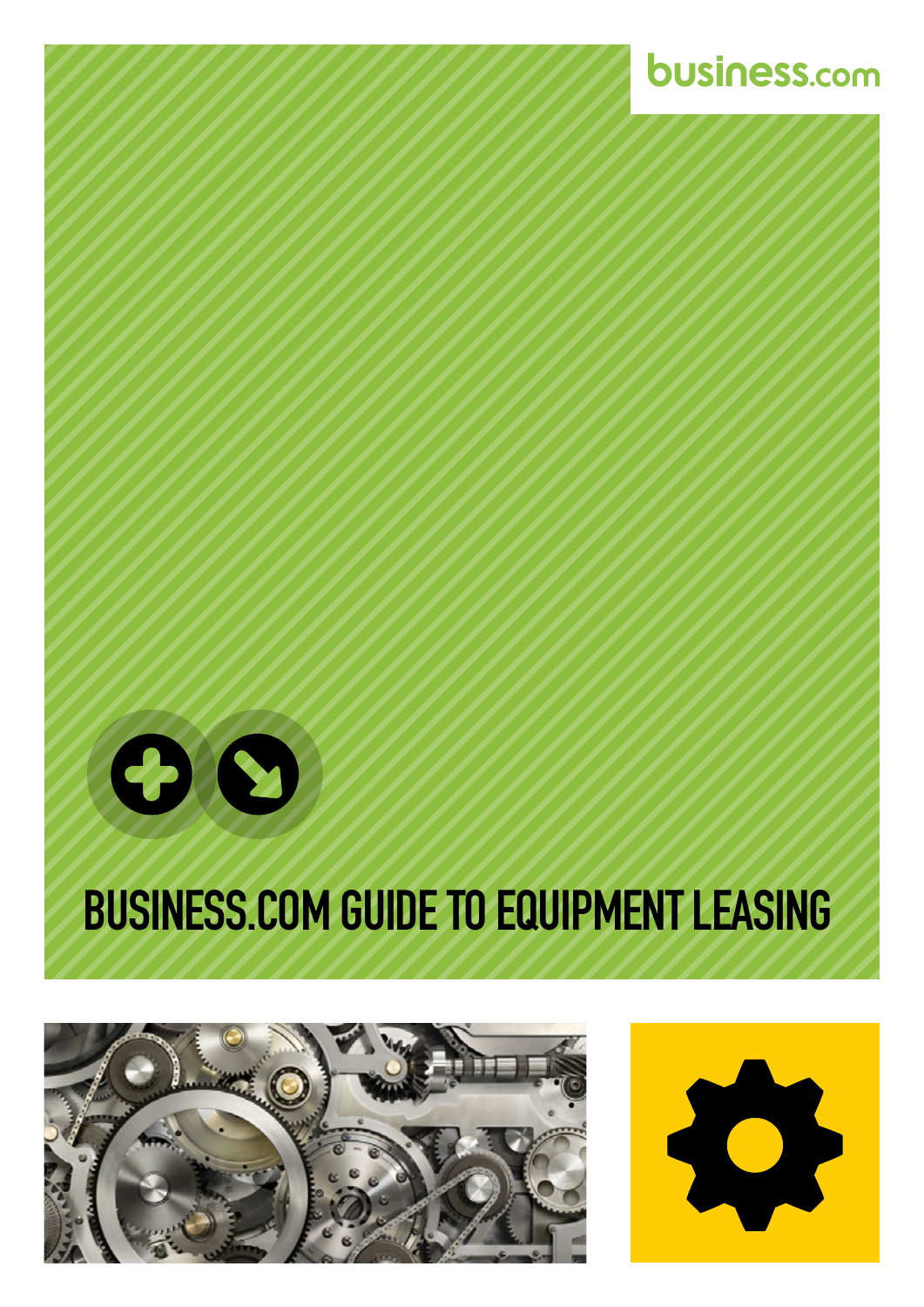business.com

# BUSINESS.COM GUIDE TO EQUIPMENT LEASING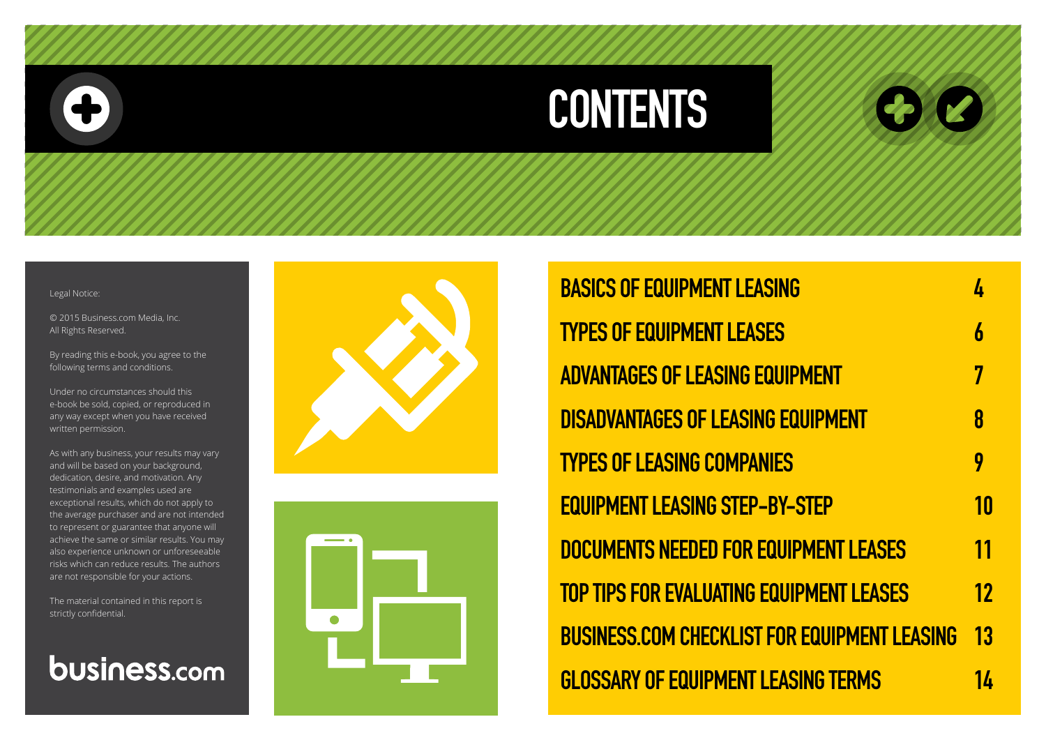# CONTENTS

Legal Notice:

© 2015 Business.com Media, Inc.
All Rights Reserved.

By reading this e-book, you agree to the following terms and conditions.

Under no circumstances should this e-book be sold, copied, or reproduced in any way except when you have received written permission.

As with any business, your results may vary and will be based on your background, dedication, desire, and motivation. Any testimonials and examples used are exceptional results, which do not apply to the average purchaser and are not intended to represent or guarantee that anyone will achieve the same or similar results. You may also experience unknown or unforeseeable risks which can reduce results. The authors are not responsible for your actions.

The material contained in this report is strictly confidential.

business.com

| | |
|---|---|
| BASICS OF EQUIPMENT LEASING | 4 |
| TYPES OF EQUIPMENT LEASES | 6 |
| ADVANTAGES OF LEASING EQUIPMENT | 7 |
| DISADVANTAGES OF LEASING EQUIPMENT | 8 |
| TYPES OF LEASING COMPANIES | 9 |
| EQUIPMENT LEASING STEP-BY-STEP | 10 |
| DOCUMENTS NEEDED FOR EQUIPMENT LEASES | 11 |
| TOP TIPS FOR EVALUATING EQUIPMENT LEASES | 12 |
| BUSINESS.COM CHECKLIST FOR EQUIPMENT LEASING | 13 |
| GLOSSARY OF EQUIPMENT LEASING TERMS | 14 |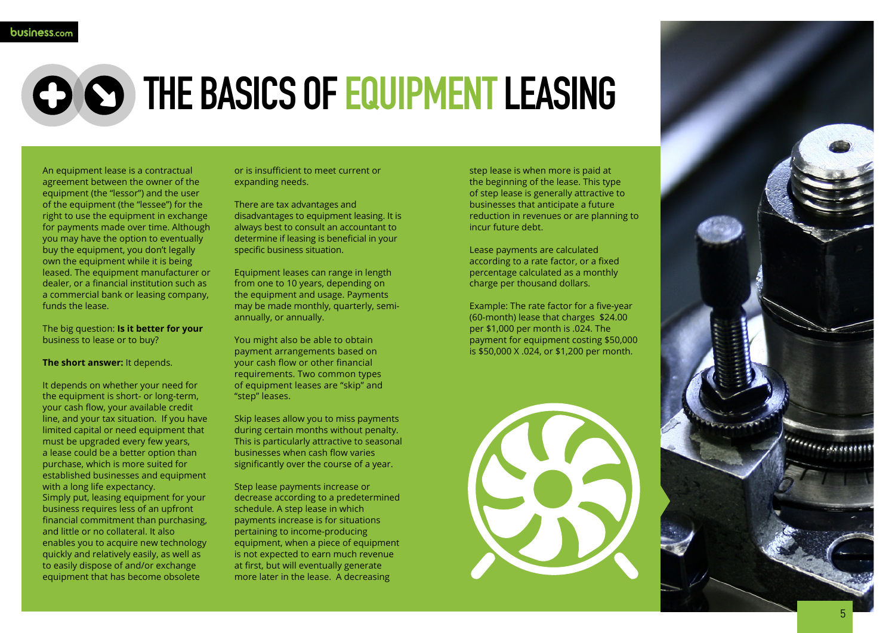# THE BASICS OF EQUIPMENT LEASING

An equipment lease is a contractual agreement between the owner of the equipment (the "lessor") and the user of the equipment (the "lessee") for the right to use the equipment in exchange for payments made over time. Although you may have the option to eventually buy the equipment, you don't legally own the equipment while it is being leased. The equipment manufacturer or dealer, or a financial institution such as a commercial bank or leasing company, funds the lease.

The big question: **Is it better for your** business to lease or to buy?

**The short answer:** It depends.

It depends on whether your need for the equipment is short- or long-term, your cash flow, your available credit line, and your tax situation. If you have limited capital or need equipment that must be upgraded every few years, a lease could be a better option than purchase, which is more suited for established businesses and equipment with a long life expectancy.
Simply put, leasing equipment for your business requires less of an upfront financial commitment than purchasing, and little or no collateral. It also enables you to acquire new technology quickly and relatively easily, as well as to easily dispose of and/or exchange equipment that has become obsolete or is insufficient to meet current or expanding needs.

There are tax advantages and disadvantages to equipment leasing. It is always best to consult an accountant to determine if leasing is beneficial in your specific business situation.

Equipment leases can range in length from one to 10 years, depending on the equipment and usage. Payments may be made monthly, quarterly, semi-annually, or annually.

You might also be able to obtain payment arrangements based on your cash flow or other financial requirements. Two common types of equipment leases are "skip" and "step" leases.

Skip leases allow you to miss payments during certain months without penalty. This is particularly attractive to seasonal businesses when cash flow varies significantly over the course of a year.

Step lease payments increase or decrease according to a predetermined schedule. A step lease in which payments increase is for situations pertaining to income-producing equipment, when a piece of equipment is not expected to earn much revenue at first, but will eventually generate more later in the lease. A decreasing step lease is when more is paid at the beginning of the lease. This type of step lease is generally attractive to businesses that anticipate a future reduction in revenues or are planning to incur future debt.

Lease payments are calculated according to a rate factor, or a fixed percentage calculated as a monthly charge per thousand dollars.

Example: The rate factor for a five-year (60-month) lease that charges $24.00 per $1,000 per month is .024. The payment for equipment costing $50,000 is $50,000 X .024, or $1,200 per month.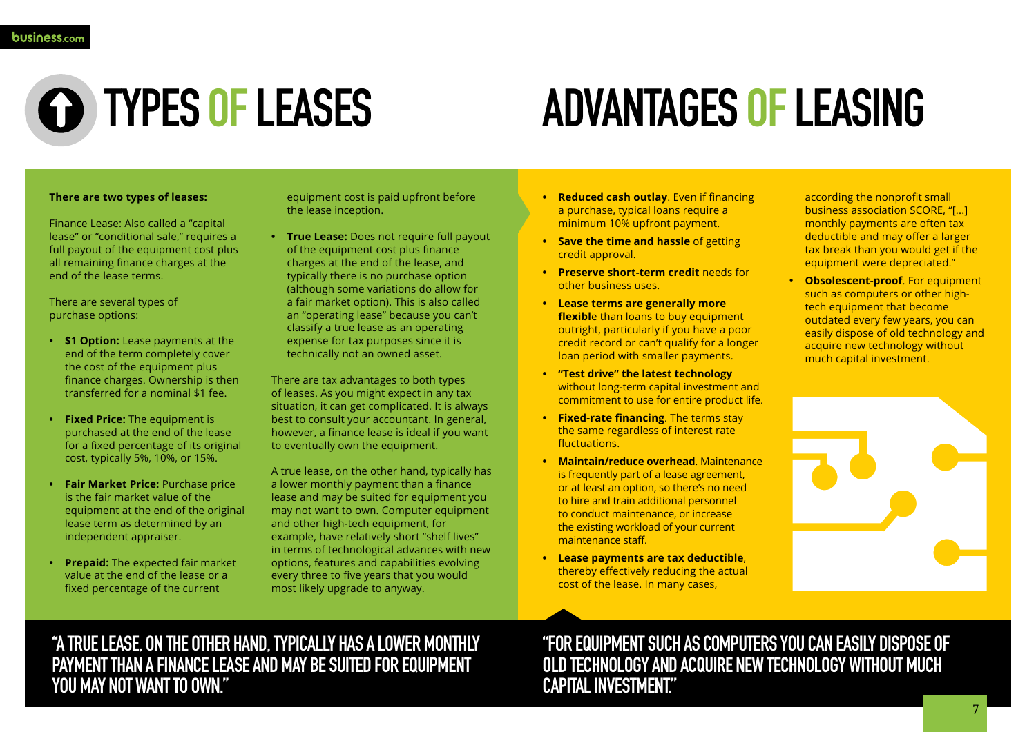# TYPES OF LEASES

**There are two types of leases:**

Finance Lease: Also called a "capital lease" or "conditional sale," requires a full payout of the equipment cost plus all remaining finance charges at the end of the lease terms.

There are several types of purchase options:

- **$1 Option:** Lease payments at the end of the term completely cover the cost of the equipment plus finance charges. Ownership is then transferred for a nominal $1 fee.
- **Fixed Price:** The equipment is purchased at the end of the lease for a fixed percentage of its original cost, typically 5%, 10%, or 15%.
- **Fair Market Price:** Purchase price is the fair market value of the equipment at the end of the original lease term as determined by an independent appraiser.
- **Prepaid:** The expected fair market value at the end of the lease or a fixed percentage of the current equipment cost is paid upfront before the lease inception.
- **True Lease:** Does not require full payout of the equipment cost plus finance charges at the end of the lease, and typically there is no purchase option (although some variations do allow for a fair market option). This is also called an "operating lease" because you can't classify a true lease as an operating expense for tax purposes since it is technically not an owned asset.

There are tax advantages to both types of leases. As you might expect in any tax situation, it can get complicated. It is always best to consult your accountant. In general, however, a finance lease is ideal if you want to eventually own the equipment.

A true lease, on the other hand, typically has a lower monthly payment than a finance lease and may be suited for equipment you may not want to own. Computer equipment and other high-tech equipment, for example, have relatively short "shelf lives" in terms of technological advances with new options, features and capabilities evolving every three to five years that you would most likely upgrade to anyway.

"A TRUE LEASE, ON THE OTHER HAND, TYPICALLY HAS A LOWER MONTHLY PAYMENT THAN A FINANCE LEASE AND MAY BE SUITED FOR EQUIPMENT YOU MAY NOT WANT TO OWN."

# ADVANTAGES OF LEASING

- **Reduced cash outlay**. Even if financing a purchase, typical loans require a minimum 10% upfront payment.
- **Save the time and hassle** of getting credit approval.
- **Preserve short-term credit** needs for other business uses.
- **Lease terms are generally more flexible** than loans to buy equipment outright, particularly if you have a poor credit record or can't qualify for a longer loan period with smaller payments.
- **"Test drive" the latest technology** without long-term capital investment and commitment to use for entire product life.
- **Fixed-rate financing**. The terms stay the same regardless of interest rate fluctuations.
- **Maintain/reduce overhead**. Maintenance is frequently part of a lease agreement, or at least an option, so there's no need to hire and train additional personnel to conduct maintenance, or increase the existing workload of your current maintenance staff.
- **Lease payments are tax deductible**, thereby effectively reducing the actual cost of the lease. In many cases, according the nonprofit small business association SCORE, "[...] monthly payments are often tax deductible and may offer a larger tax break than you would get if the equipment were depreciated."
- **Obsolescent-proof**. For equipment such as computers or other high-tech equipment that become outdated every few years, you can easily dispose of old technology and acquire new technology without much capital investment.

"FOR EQUIPMENT SUCH AS COMPUTERS YOU CAN EASILY DISPOSE OF OLD TECHNOLOGY AND ACQUIRE NEW TECHNOLOGY WITHOUT MUCH CAPITAL INVESTMENT."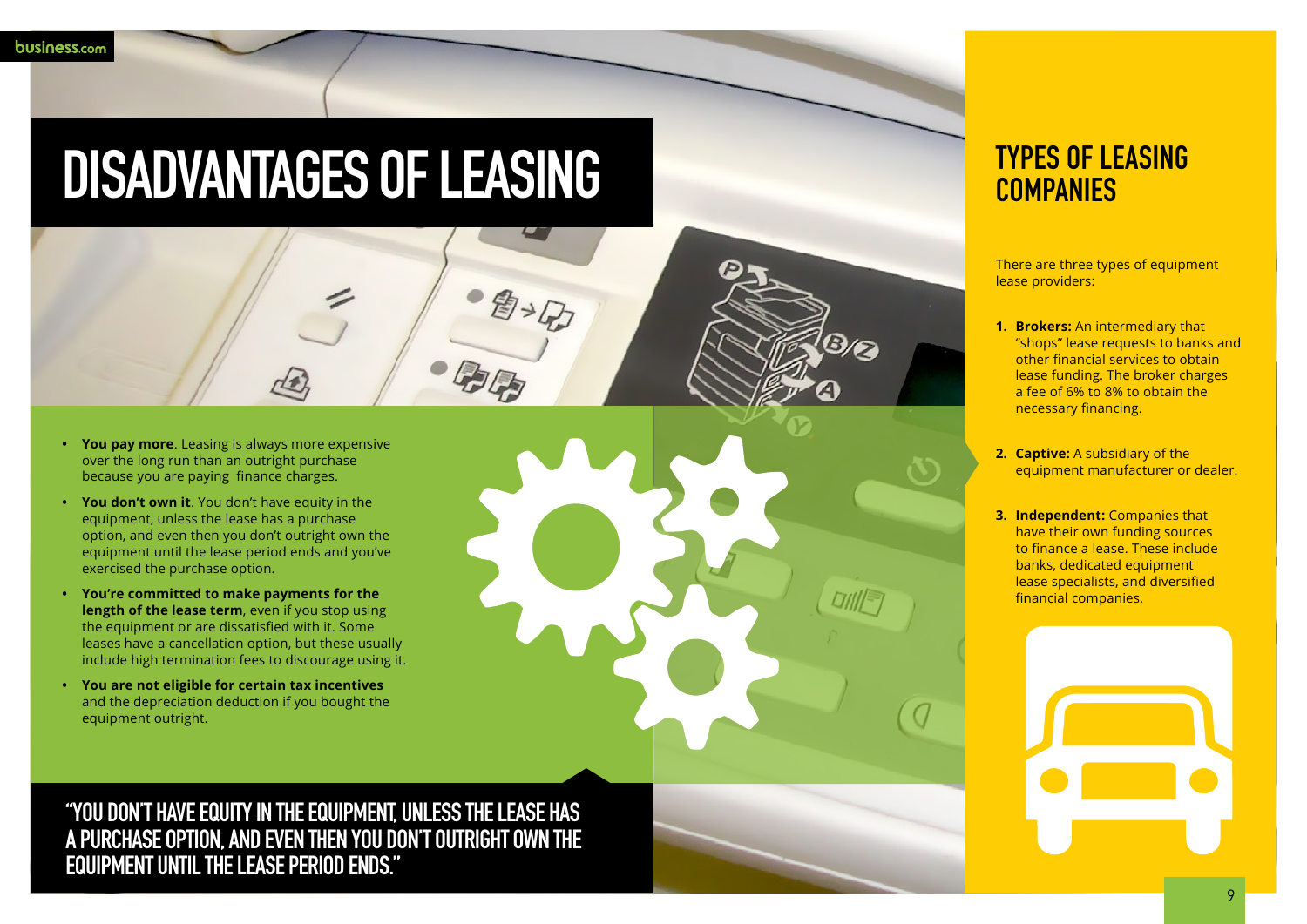# DISADVANTAGES OF LEASING

- **You pay more**. Leasing is always more expensive over the long run than an outright purchase because you are paying finance charges.
- **You don't own it**. You don't have equity in the equipment, unless the lease has a purchase option, and even then you don't outright own the equipment until the lease period ends and you've exercised the purchase option.
- **You're committed to make payments for the length of the lease term**, even if you stop using the equipment or are dissatisfied with it. Some leases have a cancellation option, but these usually include high termination fees to discourage using it.
- **You are not eligible for certain tax incentives** and the depreciation deduction if you bought the equipment outright.

"YOU DON'T HAVE EQUITY IN THE EQUIPMENT, UNLESS THE LEASE HAS A PURCHASE OPTION, AND EVEN THEN YOU DON'T OUTRIGHT OWN THE EQUIPMENT UNTIL THE LEASE PERIOD ENDS."

## TYPES OF LEASING COMPANIES

There are three types of equipment lease providers:

1. **Brokers:** An intermediary that "shops" lease requests to banks and other financial services to obtain lease funding. The broker charges a fee of 6% to 8% to obtain the necessary financing.
2. **Captive:** A subsidiary of the equipment manufacturer or dealer.
3. **Independent:** Companies that have their own funding sources to finance a lease. These include banks, dedicated equipment lease specialists, and diversified financial companies.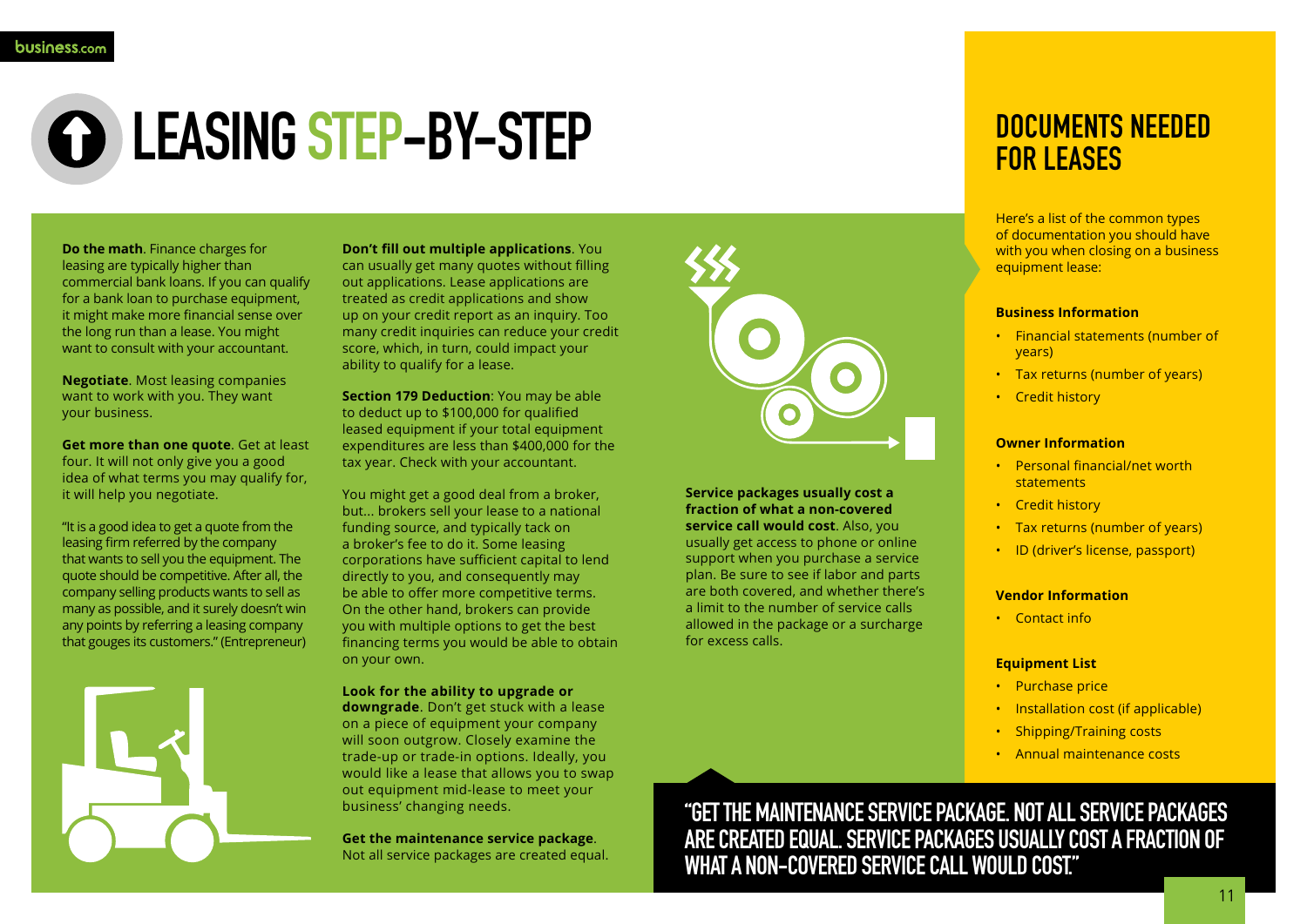# LEASING STEP-BY-STEP

**Do the math**. Finance charges for leasing are typically higher than commercial bank loans. If you can qualify for a bank loan to purchase equipment, it might make more financial sense over the long run than a lease. You might want to consult with your accountant.

**Negotiate**. Most leasing companies want to work with you. They want your business.

**Get more than one quote**. Get at least four. It will not only give you a good idea of what terms you may qualify for, it will help you negotiate.

"It is a good idea to get a quote from the leasing firm referred by the company that wants to sell you the equipment. The quote should be competitive. After all, the company selling products wants to sell as many as possible, and it surely doesn't win any points by referring a leasing company that gouges its customers." (Entrepreneur)

**Don't fill out multiple applications**. You can usually get many quotes without filling out applications. Lease applications are treated as credit applications and show up on your credit report as an inquiry. Too many credit inquiries can reduce your credit score, which, in turn, could impact your ability to qualify for a lease.

**Section 179 Deduction**: You may be able to deduct up to $100,000 for qualified leased equipment if your total equipment expenditures are less than $400,000 for the tax year. Check with your accountant.

You might get a good deal from a broker, but... brokers sell your lease to a national funding source, and typically tack on a broker's fee to do it. Some leasing corporations have sufficient capital to lend directly to you, and consequently may be able to offer more competitive terms. On the other hand, brokers can provide you with multiple options to get the best financing terms you would be able to obtain on your own.

**Look for the ability to upgrade or downgrade**. Don't get stuck with a lease on a piece of equipment your company will soon outgrow. Closely examine the trade-up or trade-in options. Ideally, you would like a lease that allows you to swap out equipment mid-lease to meet your business' changing needs.

**Get the maintenance service package**. Not all service packages are created equal. **Service packages usually cost a fraction of what a non-covered service call would cost**. Also, you usually get access to phone or online support when you purchase a service plan. Be sure to see if labor and parts are both covered, and whether there's a limit to the number of service calls allowed in the package or a surcharge for excess calls.

"GET THE MAINTENANCE SERVICE PACKAGE. NOT ALL SERVICE PACKAGES ARE CREATED EQUAL. SERVICE PACKAGES USUALLY COST A FRACTION OF WHAT A NON-COVERED SERVICE CALL WOULD COST."

## DOCUMENTS NEEDED FOR LEASES

Here's a list of the common types of documentation you should have with you when closing on a business equipment lease:

### Business Information

- Financial statements (number of years)
- Tax returns (number of years)
- Credit history

### Owner Information

- Personal financial/net worth statements
- Credit history
- Tax returns (number of years)
- ID (driver's license, passport)

### Vendor Information

- Contact info

### Equipment List

- Purchase price
- Installation cost (if applicable)
- Shipping/Training costs
- Annual maintenance costs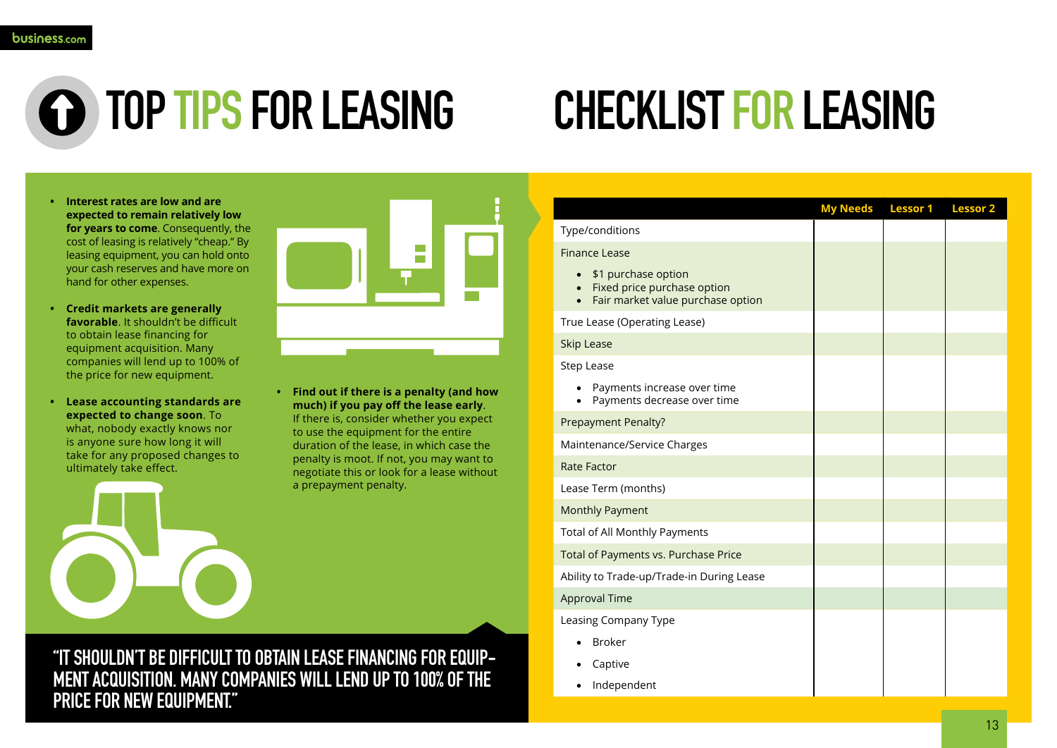# TOP TIPS FOR LEASING

- **Interest rates are low and are expected to remain relatively low for years to come**. Consequently, the cost of leasing is relatively "cheap." By leasing equipment, you can hold onto your cash reserves and have more on hand for other expenses.
- **Credit markets are generally favorable**. It shouldn't be difficult to obtain lease financing for equipment acquisition. Many companies will lend up to 100% of the price for new equipment.
- **Lease accounting standards are expected to change soon**. To what, nobody exactly knows nor is anyone sure how long it will take for any proposed changes to ultimately take effect.
- **Find out if there is a penalty (and how much) if you pay off the lease early**. If there is, consider whether you expect to use the equipment for the entire duration of the lease, in which case the penalty is moot. If not, you may want to negotiate this or look for a lease without a prepayment penalty.

"IT SHOULDN'T BE DIFFICULT TO OBTAIN LEASE FINANCING FOR EQUIPMENT ACQUISITION. MANY COMPANIES WILL LEND UP TO 100% OF THE PRICE FOR NEW EQUIPMENT."

# CHECKLIST FOR LEASING

| | My Needs | Lessor 1 | Lessor 2 |
|---|---|---|---|
| Type/conditions | | | |
| Finance Lease<br>• $1 purchase option<br>• Fixed price purchase option<br>• Fair market value purchase option | | | |
| True Lease (Operating Lease) | | | |
| Skip Lease | | | |
| Step Lease<br>• Payments increase over time<br>• Payments decrease over time | | | |
| Prepayment Penalty? | | | |
| Maintenance/Service Charges | | | |
| Rate Factor | | | |
| Lease Term (months) | | | |
| Monthly Payment | | | |
| Total of All Monthly Payments | | | |
| Total of Payments vs. Purchase Price | | | |
| Ability to Trade-up/Trade-in During Lease | | | |
| Approval Time | | | |
| Leasing Company Type<br>• Broker<br>• Captive<br>• Independent | | | |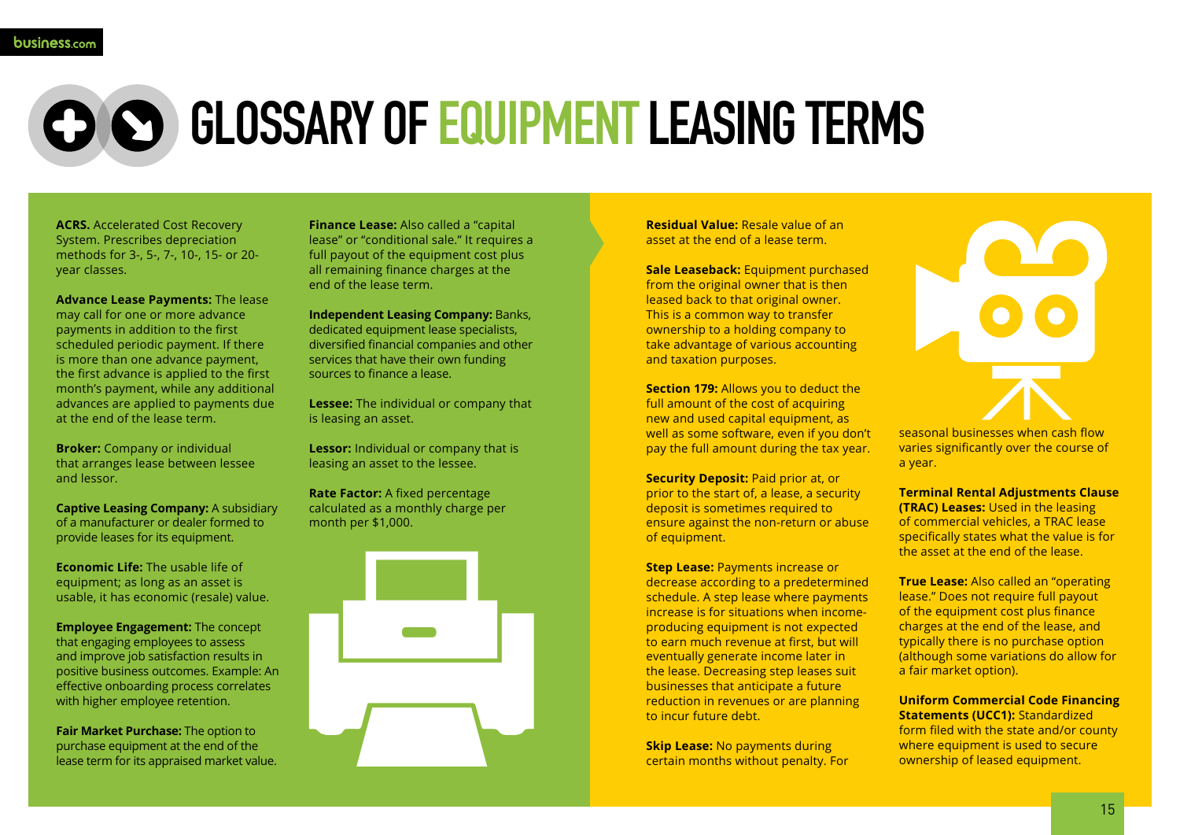# GLOSSARY OF EQUIPMENT LEASING TERMS

**ACRS.** Accelerated Cost Recovery System. Prescribes depreciation methods for 3-, 5-, 7-, 10-, 15- or 20-year classes.

**Advance Lease Payments:** The lease may call for one or more advance payments in addition to the first scheduled periodic payment. If there is more than one advance payment, the first advance is applied to the first month's payment, while any additional advances are applied to payments due at the end of the lease term.

**Broker:** Company or individual that arranges lease between lessee and lessor.

**Captive Leasing Company:** A subsidiary of a manufacturer or dealer formed to provide leases for its equipment.

**Economic Life:** The usable life of equipment; as long as an asset is usable, it has economic (resale) value.

**Employee Engagement:** The concept that engaging employees to assess and improve job satisfaction results in positive business outcomes. Example: An effective onboarding process correlates with higher employee retention.

**Fair Market Purchase:** The option to purchase equipment at the end of the lease term for its appraised market value.

**Finance Lease:** Also called a "capital lease" or "conditional sale." It requires a full payout of the equipment cost plus all remaining finance charges at the end of the lease term.

**Independent Leasing Company:** Banks, dedicated equipment lease specialists, diversified financial companies and other services that have their own funding sources to finance a lease.

**Lessee:** The individual or company that is leasing an asset.

**Lessor:** Individual or company that is leasing an asset to the lessee.

**Rate Factor:** A fixed percentage calculated as a monthly charge per month per $1,000.

**Residual Value:** Resale value of an asset at the end of a lease term.

**Sale Leaseback:** Equipment purchased from the original owner that is then leased back to that original owner. This is a common way to transfer ownership to a holding company to take advantage of various accounting and taxation purposes.

**Section 179:** Allows you to deduct the full amount of the cost of acquiring new and used capital equipment, as well as some software, even if you don't pay the full amount during the tax year.

**Security Deposit:** Paid prior at, or prior to the start of, a lease, a security deposit is sometimes required to ensure against the non-return or abuse of equipment.

**Step Lease:** Payments increase or decrease according to a predetermined schedule. A step lease where payments increase is for situations when income-producing equipment is not expected to earn much revenue at first, but will eventually generate income later in the lease. Decreasing step leases suit businesses that anticipate a future reduction in revenues or are planning to incur future debt.

**Skip Lease:** No payments during certain months without penalty. For seasonal businesses when cash flow varies significantly over the course of a year.

**Terminal Rental Adjustments Clause (TRAC) Leases:** Used in the leasing of commercial vehicles, a TRAC lease specifically states what the value is for the asset at the end of the lease.

**True Lease:** Also called an "operating lease." Does not require full payout of the equipment cost plus finance charges at the end of the lease, and typically there is no purchase option (although some variations do allow for a fair market option).

**Uniform Commercial Code Financing Statements (UCC1):** Standardized form filed with the state and/or county where equipment is used to secure ownership of leased equipment.